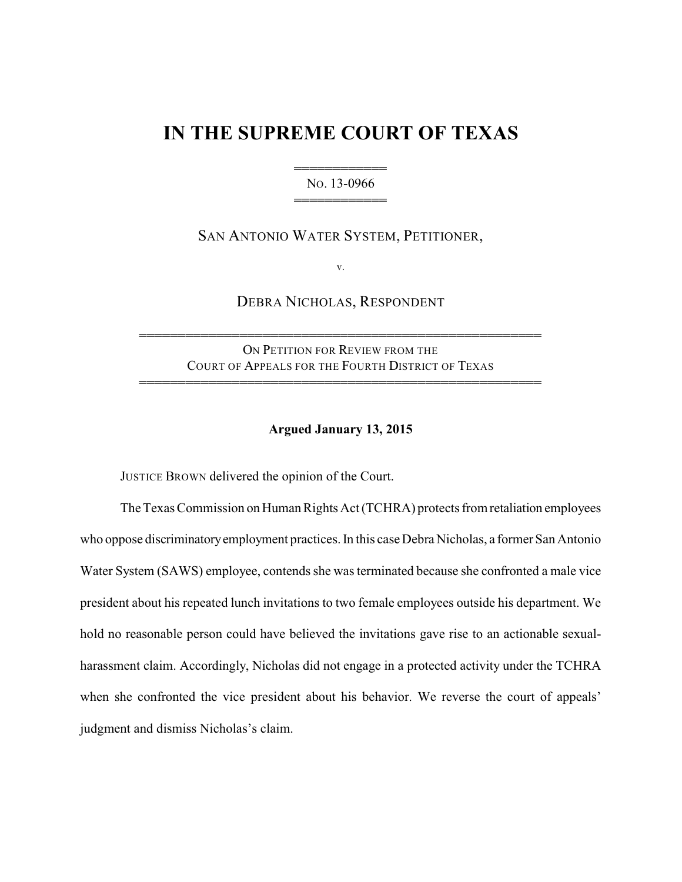# IN THE SUPREME COURT OF TEXAS

══════════
NO. 13-0966
══════════

SAN ANTONIO WATER SYSTEM, PETITIONER,

v.

DEBRA NICHOLAS, RESPONDENT

══════════════════════════════════════════
ON PETITION FOR REVIEW FROM THE
COURT OF APPEALS FOR THE FOURTH DISTRICT OF TEXAS
══════════════════════════════════════════

**Argued January 13, 2015**

JUSTICE BROWN delivered the opinion of the Court.

The Texas Commission on Human Rights Act (TCHRA) protects from retaliation employees who oppose discriminatory employment practices. In this case Debra Nicholas, a former San Antonio Water System (SAWS) employee, contends she was terminated because she confronted a male vice president about his repeated lunch invitations to two female employees outside his department. We hold no reasonable person could have believed the invitations gave rise to an actionable sexual-harassment claim. Accordingly, Nicholas did not engage in a protected activity under the TCHRA when she confronted the vice president about his behavior. We reverse the court of appeals' judgment and dismiss Nicholas's claim.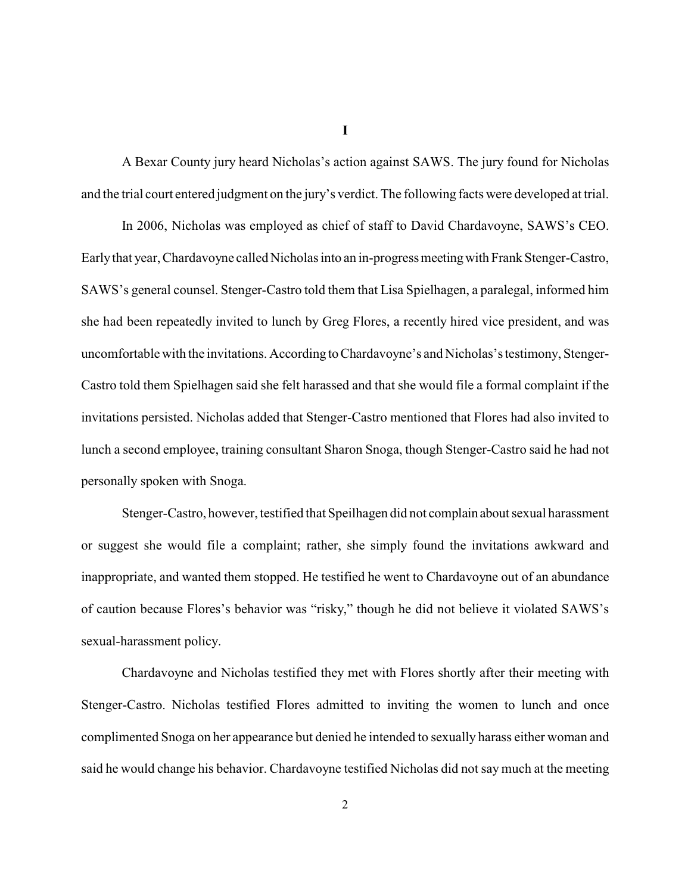# I

A Bexar County jury heard Nicholas's action against SAWS. The jury found for Nicholas and the trial court entered judgment on the jury's verdict. The following facts were developed at trial.

In 2006, Nicholas was employed as chief of staff to David Chardavoyne, SAWS's CEO. Early that year, Chardavoyne called Nicholas into an in-progress meeting with Frank Stenger-Castro, SAWS's general counsel. Stenger-Castro told them that Lisa Spielhagen, a paralegal, informed him she had been repeatedly invited to lunch by Greg Flores, a recently hired vice president, and was uncomfortable with the invitations. According to Chardavoyne's and Nicholas's testimony, Stenger-Castro told them Spielhagen said she felt harassed and that she would file a formal complaint if the invitations persisted. Nicholas added that Stenger-Castro mentioned that Flores had also invited to lunch a second employee, training consultant Sharon Snoga, though Stenger-Castro said he had not personally spoken with Snoga.

Stenger-Castro, however, testified that Speilhagen did not complain about sexual harassment or suggest she would file a complaint; rather, she simply found the invitations awkward and inappropriate, and wanted them stopped. He testified he went to Chardavoyne out of an abundance of caution because Flores's behavior was "risky," though he did not believe it violated SAWS's sexual-harassment policy.

Chardavoyne and Nicholas testified they met with Flores shortly after their meeting with Stenger-Castro. Nicholas testified Flores admitted to inviting the women to lunch and once complimented Snoga on her appearance but denied he intended to sexually harass either woman and said he would change his behavior. Chardavoyne testified Nicholas did not say much at the meeting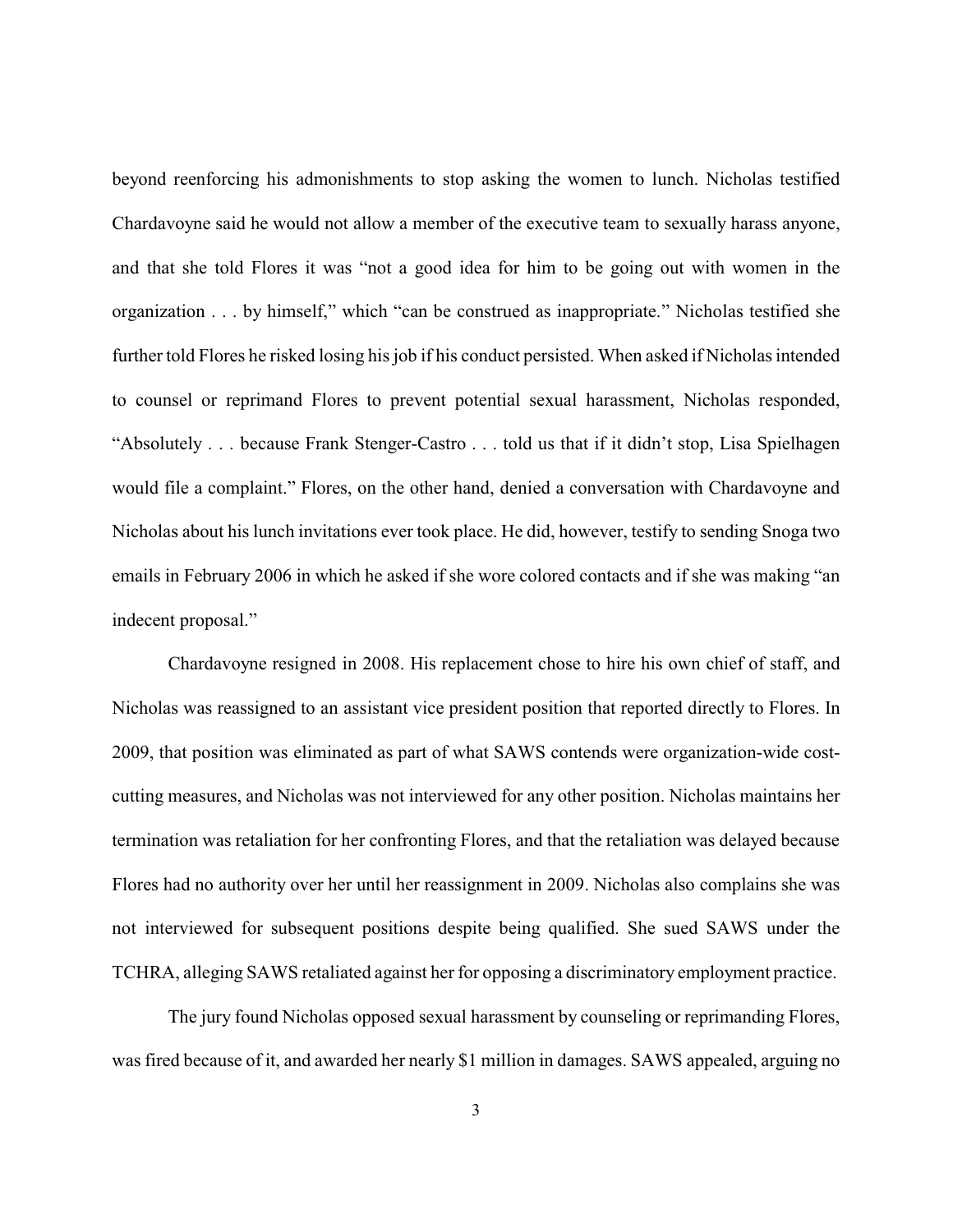beyond reenforcing his admonishments to stop asking the women to lunch. Nicholas testified Chardavoyne said he would not allow a member of the executive team to sexually harass anyone, and that she told Flores it was "not a good idea for him to be going out with women in the organization . . . by himself," which "can be construed as inappropriate." Nicholas testified she further told Flores he risked losing his job if his conduct persisted. When asked if Nicholas intended to counsel or reprimand Flores to prevent potential sexual harassment, Nicholas responded, "Absolutely . . . because Frank Stenger-Castro . . . told us that if it didn't stop, Lisa Spielhagen would file a complaint." Flores, on the other hand, denied a conversation with Chardavoyne and Nicholas about his lunch invitations ever took place. He did, however, testify to sending Snoga two emails in February 2006 in which he asked if she wore colored contacts and if she was making "an indecent proposal."

Chardavoyne resigned in 2008. His replacement chose to hire his own chief of staff, and Nicholas was reassigned to an assistant vice president position that reported directly to Flores. In 2009, that position was eliminated as part of what SAWS contends were organization-wide cost-cutting measures, and Nicholas was not interviewed for any other position. Nicholas maintains her termination was retaliation for her confronting Flores, and that the retaliation was delayed because Flores had no authority over her until her reassignment in 2009. Nicholas also complains she was not interviewed for subsequent positions despite being qualified. She sued SAWS under the TCHRA, alleging SAWS retaliated against her for opposing a discriminatory employment practice.

The jury found Nicholas opposed sexual harassment by counseling or reprimanding Flores, was fired because of it, and awarded her nearly $1 million in damages. SAWS appealed, arguing no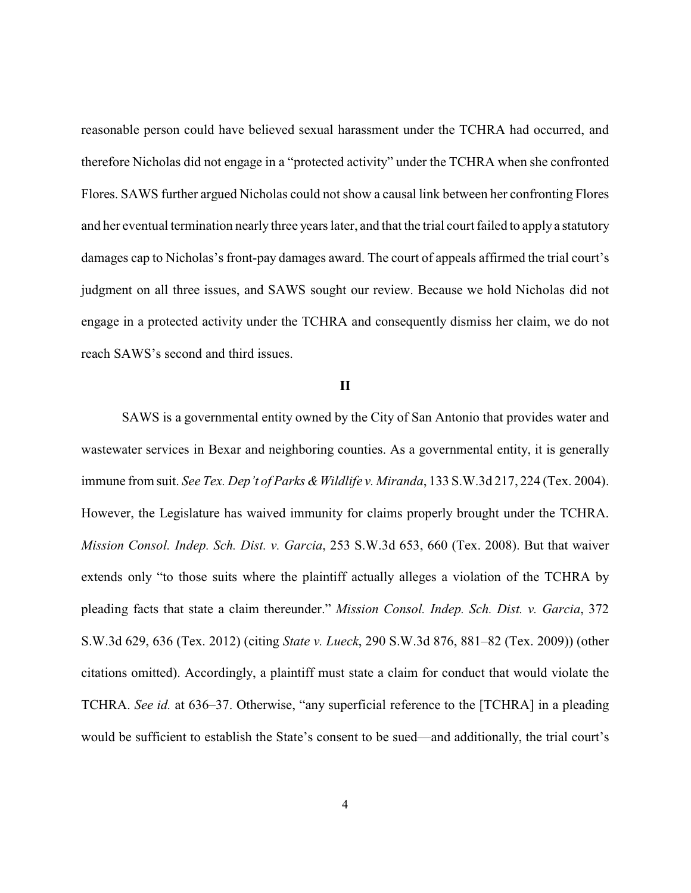reasonable person could have believed sexual harassment under the TCHRA had occurred, and therefore Nicholas did not engage in a "protected activity" under the TCHRA when she confronted Flores. SAWS further argued Nicholas could not show a causal link between her confronting Flores and her eventual termination nearly three years later, and that the trial court failed to apply a statutory damages cap to Nicholas's front-pay damages award. The court of appeals affirmed the trial court's judgment on all three issues, and SAWS sought our review. Because we hold Nicholas did not engage in a protected activity under the TCHRA and consequently dismiss her claim, we do not reach SAWS's second and third issues.

## II

SAWS is a governmental entity owned by the City of San Antonio that provides water and wastewater services in Bexar and neighboring counties. As a governmental entity, it is generally immune from suit. *See Tex. Dep't of Parks & Wildlife v. Miranda*, 133 S.W.3d 217, 224 (Tex. 2004). However, the Legislature has waived immunity for claims properly brought under the TCHRA. *Mission Consol. Indep. Sch. Dist. v. Garcia*, 253 S.W.3d 653, 660 (Tex. 2008). But that waiver extends only "to those suits where the plaintiff actually alleges a violation of the TCHRA by pleading facts that state a claim thereunder." *Mission Consol. Indep. Sch. Dist. v. Garcia*, 372 S.W.3d 629, 636 (Tex. 2012) (citing *State v. Lueck*, 290 S.W.3d 876, 881–82 (Tex. 2009)) (other citations omitted). Accordingly, a plaintiff must state a claim for conduct that would violate the TCHRA. *See id.* at 636–37. Otherwise, "any superficial reference to the [TCHRA] in a pleading would be sufficient to establish the State's consent to be sued—and additionally, the trial court's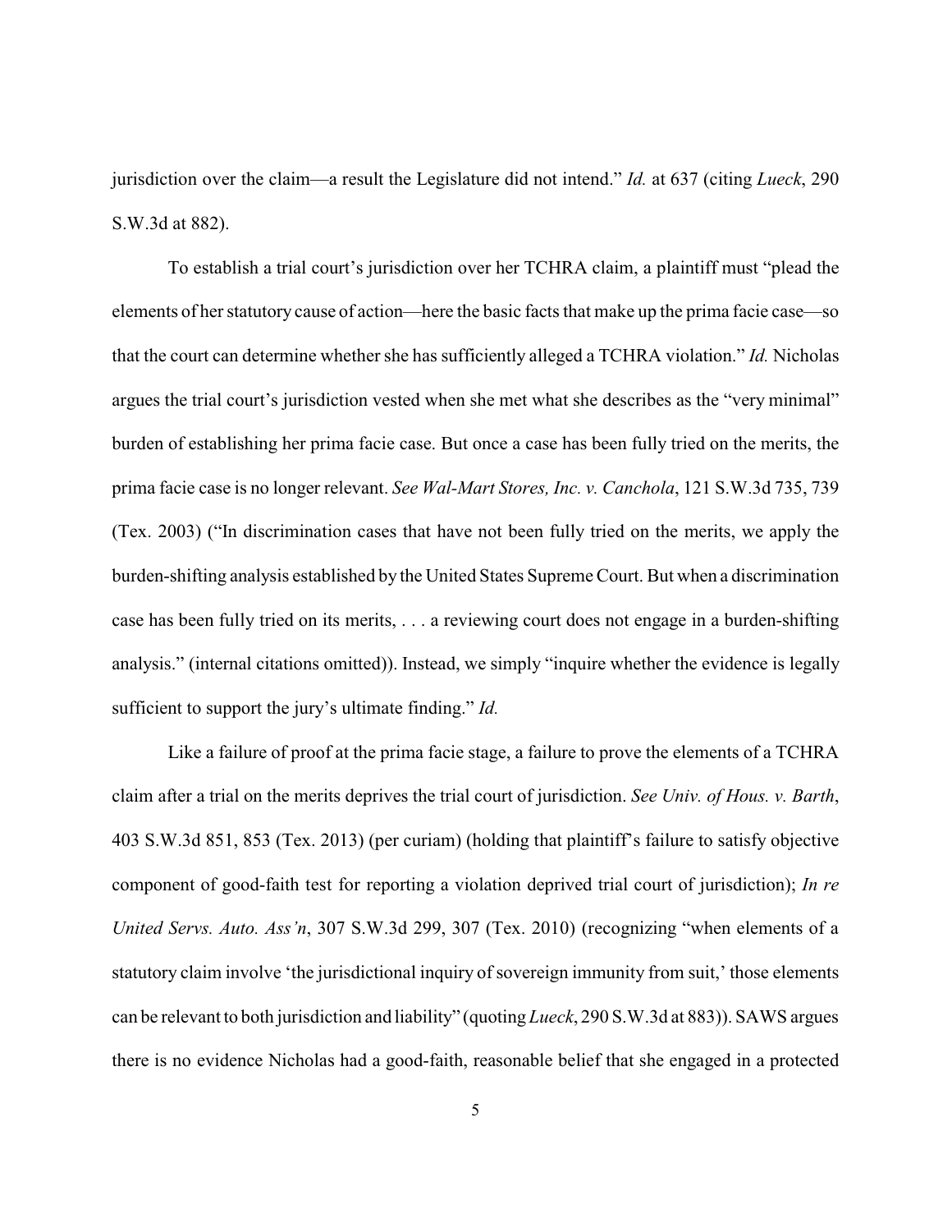jurisdiction over the claim—a result the Legislature did not intend." *Id.* at 637 (citing *Lueck*, 290 S.W.3d at 882).

To establish a trial court's jurisdiction over her TCHRA claim, a plaintiff must "plead the elements of her statutory cause of action—here the basic facts that make up the prima facie case—so that the court can determine whether she has sufficiently alleged a TCHRA violation." *Id.* Nicholas argues the trial court's jurisdiction vested when she met what she describes as the "very minimal" burden of establishing her prima facie case. But once a case has been fully tried on the merits, the prima facie case is no longer relevant. *See Wal-Mart Stores, Inc. v. Canchola*, 121 S.W.3d 735, 739 (Tex. 2003) ("In discrimination cases that have not been fully tried on the merits, we apply the burden-shifting analysis established by the United States Supreme Court. But when a discrimination case has been fully tried on its merits, . . . a reviewing court does not engage in a burden-shifting analysis." (internal citations omitted)). Instead, we simply "inquire whether the evidence is legally sufficient to support the jury's ultimate finding." *Id.*

Like a failure of proof at the prima facie stage, a failure to prove the elements of a TCHRA claim after a trial on the merits deprives the trial court of jurisdiction. *See Univ. of Hous. v. Barth*, 403 S.W.3d 851, 853 (Tex. 2013) (per curiam) (holding that plaintiff's failure to satisfy objective component of good-faith test for reporting a violation deprived trial court of jurisdiction); *In re United Servs. Auto. Ass'n*, 307 S.W.3d 299, 307 (Tex. 2010) (recognizing "when elements of a statutory claim involve 'the jurisdictional inquiry of sovereign immunity from suit,' those elements can be relevant to both jurisdiction and liability" (quoting *Lueck*, 290 S.W.3d at 883)). SAWS argues there is no evidence Nicholas had a good-faith, reasonable belief that she engaged in a protected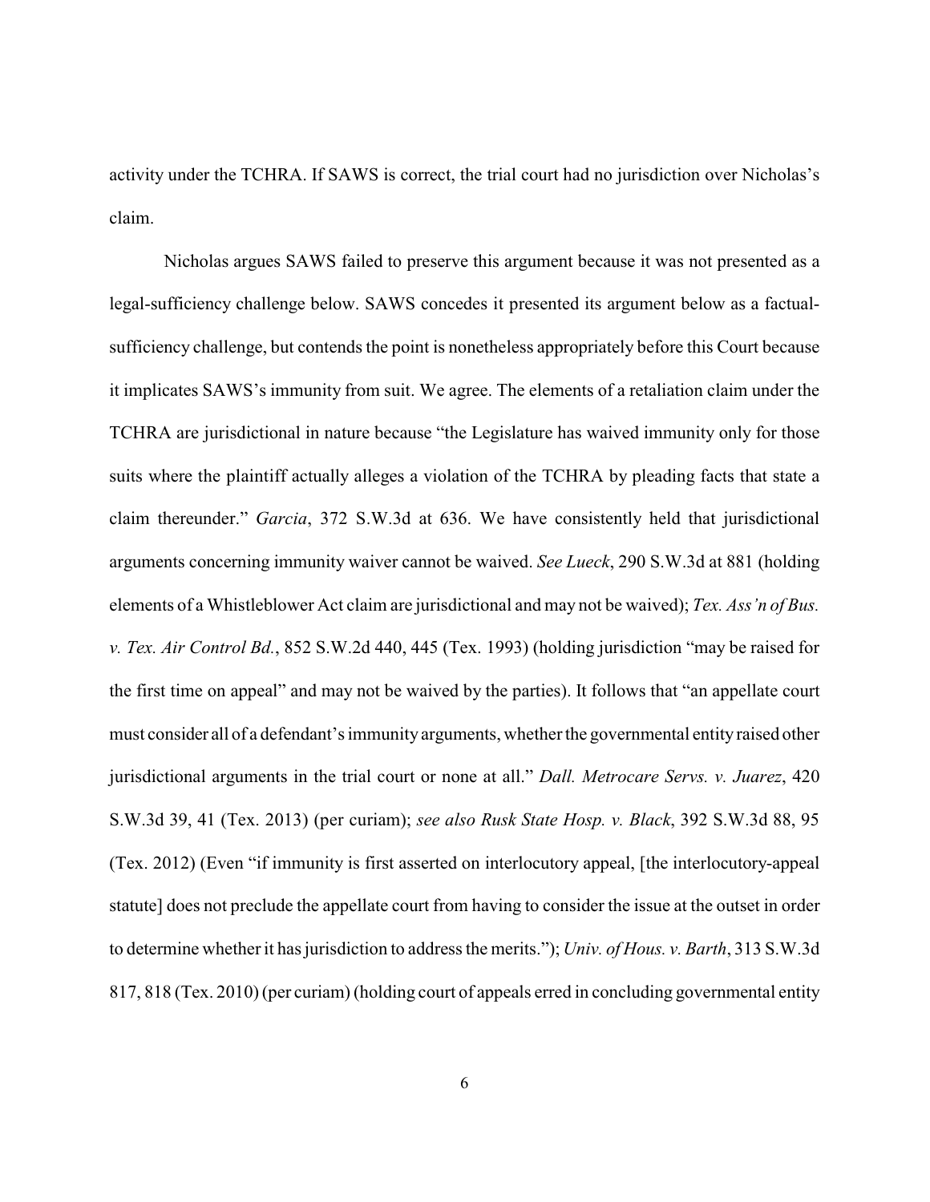activity under the TCHRA. If SAWS is correct, the trial court had no jurisdiction over Nicholas's claim.

Nicholas argues SAWS failed to preserve this argument because it was not presented as a legal-sufficiency challenge below. SAWS concedes it presented its argument below as a factual-sufficiency challenge, but contends the point is nonetheless appropriately before this Court because it implicates SAWS's immunity from suit. We agree. The elements of a retaliation claim under the TCHRA are jurisdictional in nature because "the Legislature has waived immunity only for those suits where the plaintiff actually alleges a violation of the TCHRA by pleading facts that state a claim thereunder." *Garcia*, 372 S.W.3d at 636. We have consistently held that jurisdictional arguments concerning immunity waiver cannot be waived. *See Lueck*, 290 S.W.3d at 881 (holding elements of a Whistleblower Act claim are jurisdictional and may not be waived); *Tex. Ass'n of Bus. v. Tex. Air Control Bd.*, 852 S.W.2d 440, 445 (Tex. 1993) (holding jurisdiction "may be raised for the first time on appeal" and may not be waived by the parties). It follows that "an appellate court must consider all of a defendant's immunity arguments, whether the governmental entity raised other jurisdictional arguments in the trial court or none at all." *Dall. Metrocare Servs. v. Juarez*, 420 S.W.3d 39, 41 (Tex. 2013) (per curiam); *see also Rusk State Hosp. v. Black*, 392 S.W.3d 88, 95 (Tex. 2012) (Even "if immunity is first asserted on interlocutory appeal, [the interlocutory-appeal statute] does not preclude the appellate court from having to consider the issue at the outset in order to determine whether it has jurisdiction to address the merits."); *Univ. of Hous. v. Barth*, 313 S.W.3d 817, 818 (Tex. 2010) (per curiam) (holding court of appeals erred in concluding governmental entity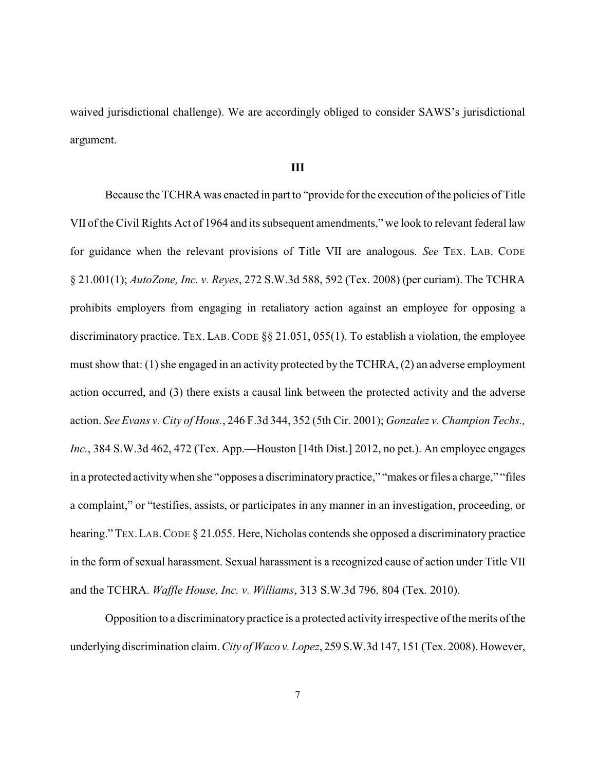waived jurisdictional challenge). We are accordingly obliged to consider SAWS's jurisdictional argument.

### III

Because the TCHRA was enacted in part to "provide for the execution of the policies of Title VII of the Civil Rights Act of 1964 and its subsequent amendments," we look to relevant federal law for guidance when the relevant provisions of Title VII are analogous. *See* TEX. LAB. CODE § 21.001(1); *AutoZone, Inc. v. Reyes*, 272 S.W.3d 588, 592 (Tex. 2008) (per curiam). The TCHRA prohibits employers from engaging in retaliatory action against an employee for opposing a discriminatory practice. TEX. LAB. CODE §§ 21.051, 055(1). To establish a violation, the employee must show that: (1) she engaged in an activity protected by the TCHRA, (2) an adverse employment action occurred, and (3) there exists a causal link between the protected activity and the adverse action. *See Evans v. City of Hous.*, 246 F.3d 344, 352 (5th Cir. 2001); *Gonzalez v. Champion Techs., Inc.*, 384 S.W.3d 462, 472 (Tex. App.—Houston [14th Dist.] 2012, no pet.). An employee engages in a protected activity when she "opposes a discriminatory practice," "makes or files a charge," "files a complaint," or "testifies, assists, or participates in any manner in an investigation, proceeding, or hearing." TEX. LAB. CODE § 21.055. Here, Nicholas contends she opposed a discriminatory practice in the form of sexual harassment. Sexual harassment is a recognized cause of action under Title VII and the TCHRA. *Waffle House, Inc. v. Williams*, 313 S.W.3d 796, 804 (Tex. 2010).

Opposition to a discriminatory practice is a protected activity irrespective of the merits of the underlying discrimination claim. *City of Waco v. Lopez*, 259 S.W.3d 147, 151 (Tex. 2008). However,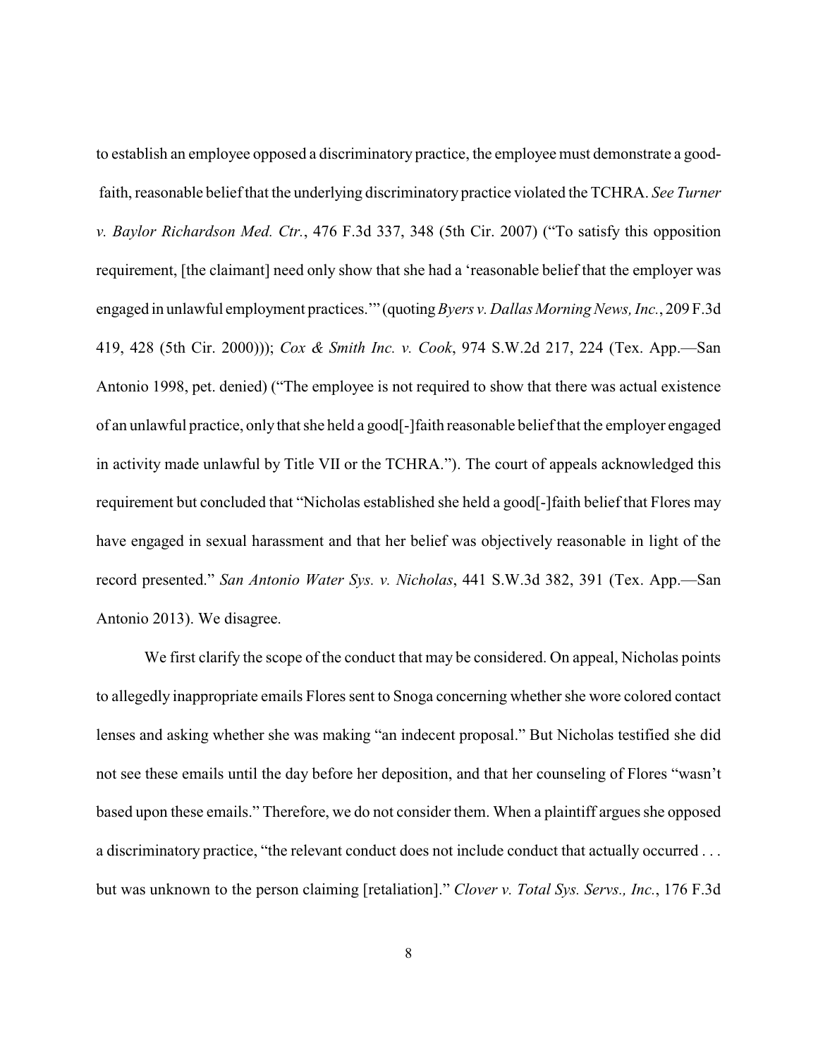to establish an employee opposed a discriminatory practice, the employee must demonstrate a good-faith, reasonable belief that the underlying discriminatory practice violated the TCHRA. *See Turner v. Baylor Richardson Med. Ctr.*, 476 F.3d 337, 348 (5th Cir. 2007) ("To satisfy this opposition requirement, [the claimant] need only show that she had a 'reasonable belief that the employer was engaged in unlawful employment practices.'" (quoting *Byers v. Dallas Morning News, Inc.*, 209 F.3d 419, 428 (5th Cir. 2000))); *Cox & Smith Inc. v. Cook*, 974 S.W.2d 217, 224 (Tex. App.—San Antonio 1998, pet. denied) ("The employee is not required to show that there was actual existence of an unlawful practice, only that she held a good[-]faith reasonable belief that the employer engaged in activity made unlawful by Title VII or the TCHRA."). The court of appeals acknowledged this requirement but concluded that "Nicholas established she held a good[-]faith belief that Flores may have engaged in sexual harassment and that her belief was objectively reasonable in light of the record presented." *San Antonio Water Sys. v. Nicholas*, 441 S.W.3d 382, 391 (Tex. App.—San Antonio 2013). We disagree.

We first clarify the scope of the conduct that may be considered. On appeal, Nicholas points to allegedly inappropriate emails Flores sent to Snoga concerning whether she wore colored contact lenses and asking whether she was making "an indecent proposal." But Nicholas testified she did not see these emails until the day before her deposition, and that her counseling of Flores "wasn't based upon these emails." Therefore, we do not consider them. When a plaintiff argues she opposed a discriminatory practice, "the relevant conduct does not include conduct that actually occurred . . . but was unknown to the person claiming [retaliation]." *Clover v. Total Sys. Servs., Inc.*, 176 F.3d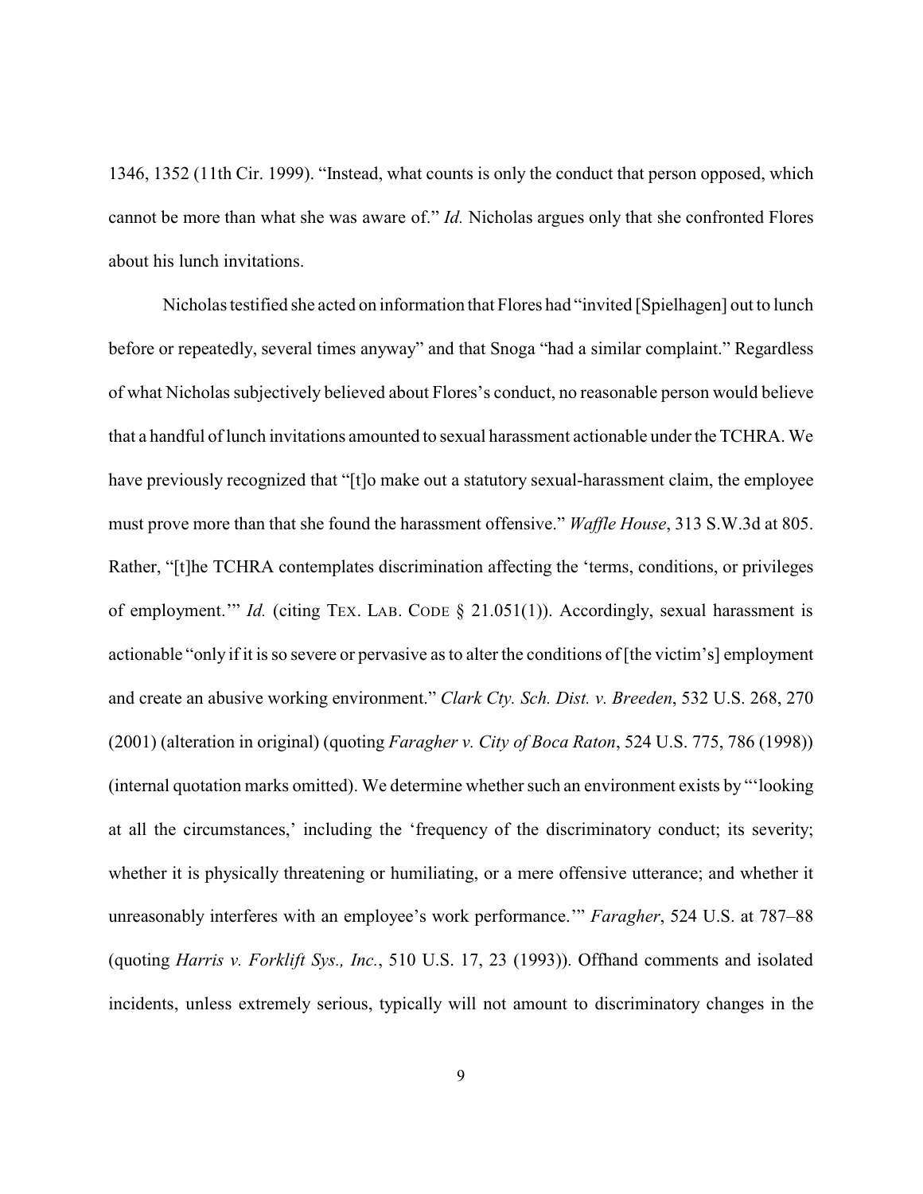1346, 1352 (11th Cir. 1999). "Instead, what counts is only the conduct that person opposed, which cannot be more than what she was aware of." *Id.* Nicholas argues only that she confronted Flores about his lunch invitations.

Nicholas testified she acted on information that Flores had "invited [Spielhagen] out to lunch before or repeatedly, several times anyway" and that Snoga "had a similar complaint." Regardless of what Nicholas subjectively believed about Flores's conduct, no reasonable person would believe that a handful of lunch invitations amounted to sexual harassment actionable under the TCHRA. We have previously recognized that "[t]o make out a statutory sexual-harassment claim, the employee must prove more than that she found the harassment offensive." *Waffle House*, 313 S.W.3d at 805. Rather, "[t]he TCHRA contemplates discrimination affecting the 'terms, conditions, or privileges of employment.'" *Id.* (citing TEX. LAB. CODE § 21.051(1)). Accordingly, sexual harassment is actionable "only if it is so severe or pervasive as to alter the conditions of [the victim's] employment and create an abusive working environment." *Clark Cty. Sch. Dist. v. Breeden*, 532 U.S. 268, 270 (2001) (alteration in original) (quoting *Faragher v. City of Boca Raton*, 524 U.S. 775, 786 (1998)) (internal quotation marks omitted). We determine whether such an environment exists by "'looking at all the circumstances,' including the 'frequency of the discriminatory conduct; its severity; whether it is physically threatening or humiliating, or a mere offensive utterance; and whether it unreasonably interferes with an employee's work performance.'" *Faragher*, 524 U.S. at 787–88 (quoting *Harris v. Forklift Sys., Inc.*, 510 U.S. 17, 23 (1993)). Offhand comments and isolated incidents, unless extremely serious, typically will not amount to discriminatory changes in the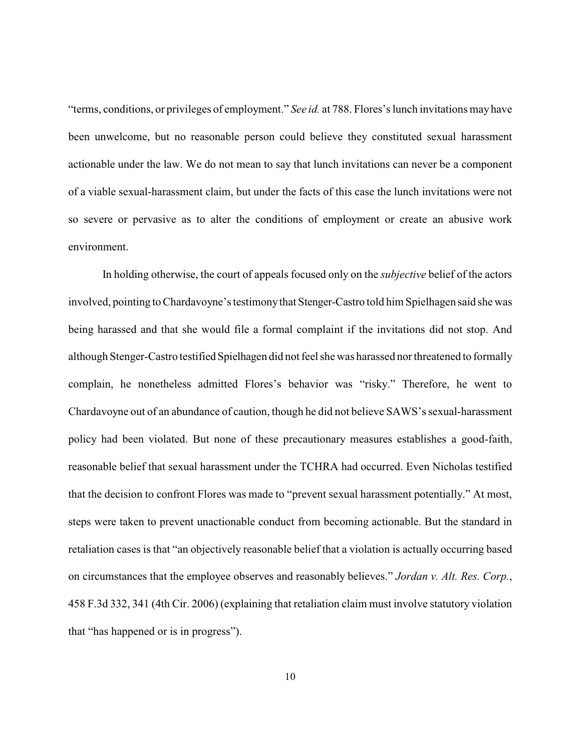"terms, conditions, or privileges of employment." *See id.* at 788. Flores's lunch invitations may have been unwelcome, but no reasonable person could believe they constituted sexual harassment actionable under the law. We do not mean to say that lunch invitations can never be a component of a viable sexual-harassment claim, but under the facts of this case the lunch invitations were not so severe or pervasive as to alter the conditions of employment or create an abusive work environment.

In holding otherwise, the court of appeals focused only on the *subjective* belief of the actors involved, pointing to Chardavoyne's testimony that Stenger-Castro told him Spielhagen said she was being harassed and that she would file a formal complaint if the invitations did not stop. And although Stenger-Castro testified Spielhagen did not feel she was harassed nor threatened to formally complain, he nonetheless admitted Flores's behavior was "risky." Therefore, he went to Chardavoyne out of an abundance of caution, though he did not believe SAWS's sexual-harassment policy had been violated. But none of these precautionary measures establishes a good-faith, reasonable belief that sexual harassment under the TCHRA had occurred. Even Nicholas testified that the decision to confront Flores was made to "prevent sexual harassment potentially." At most, steps were taken to prevent unactionable conduct from becoming actionable. But the standard in retaliation cases is that "an objectively reasonable belief that a violation is actually occurring based on circumstances that the employee observes and reasonably believes." *Jordan v. Alt. Res. Corp.*, 458 F.3d 332, 341 (4th Cir. 2006) (explaining that retaliation claim must involve statutory violation that "has happened or is in progress").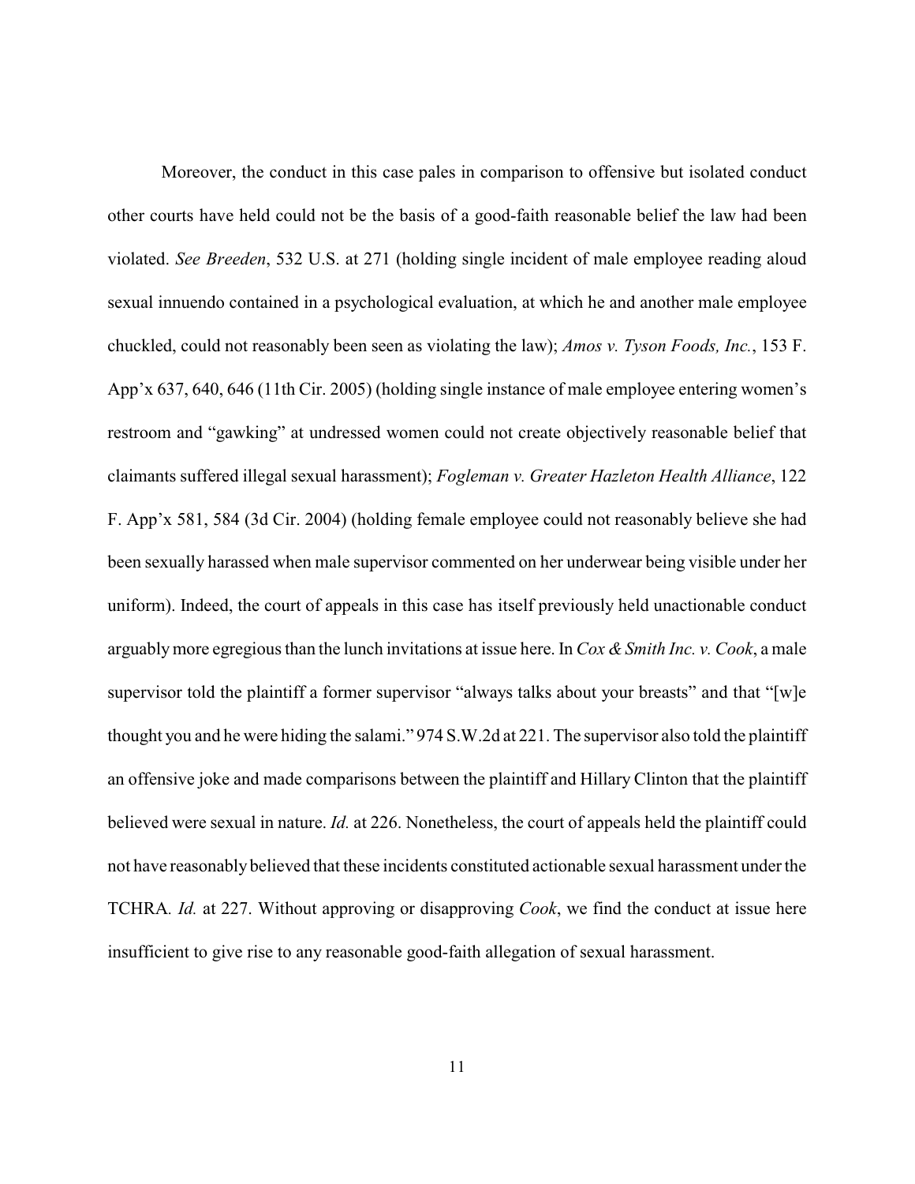Moreover, the conduct in this case pales in comparison to offensive but isolated conduct other courts have held could not be the basis of a good-faith reasonable belief the law had been violated. *See Breeden*, 532 U.S. at 271 (holding single incident of male employee reading aloud sexual innuendo contained in a psychological evaluation, at which he and another male employee chuckled, could not reasonably been seen as violating the law); *Amos v. Tyson Foods, Inc.*, 153 F. App'x 637, 640, 646 (11th Cir. 2005) (holding single instance of male employee entering women's restroom and "gawking" at undressed women could not create objectively reasonable belief that claimants suffered illegal sexual harassment); *Fogleman v. Greater Hazleton Health Alliance*, 122 F. App'x 581, 584 (3d Cir. 2004) (holding female employee could not reasonably believe she had been sexually harassed when male supervisor commented on her underwear being visible under her uniform). Indeed, the court of appeals in this case has itself previously held unactionable conduct arguably more egregious than the lunch invitations at issue here. In *Cox & Smith Inc. v. Cook*, a male supervisor told the plaintiff a former supervisor "always talks about your breasts" and that "[w]e thought you and he were hiding the salami." 974 S.W.2d at 221. The supervisor also told the plaintiff an offensive joke and made comparisons between the plaintiff and Hillary Clinton that the plaintiff believed were sexual in nature. *Id.* at 226. Nonetheless, the court of appeals held the plaintiff could not have reasonably believed that these incidents constituted actionable sexual harassment under the TCHRA. *Id.* at 227. Without approving or disapproving *Cook*, we find the conduct at issue here insufficient to give rise to any reasonable good-faith allegation of sexual harassment.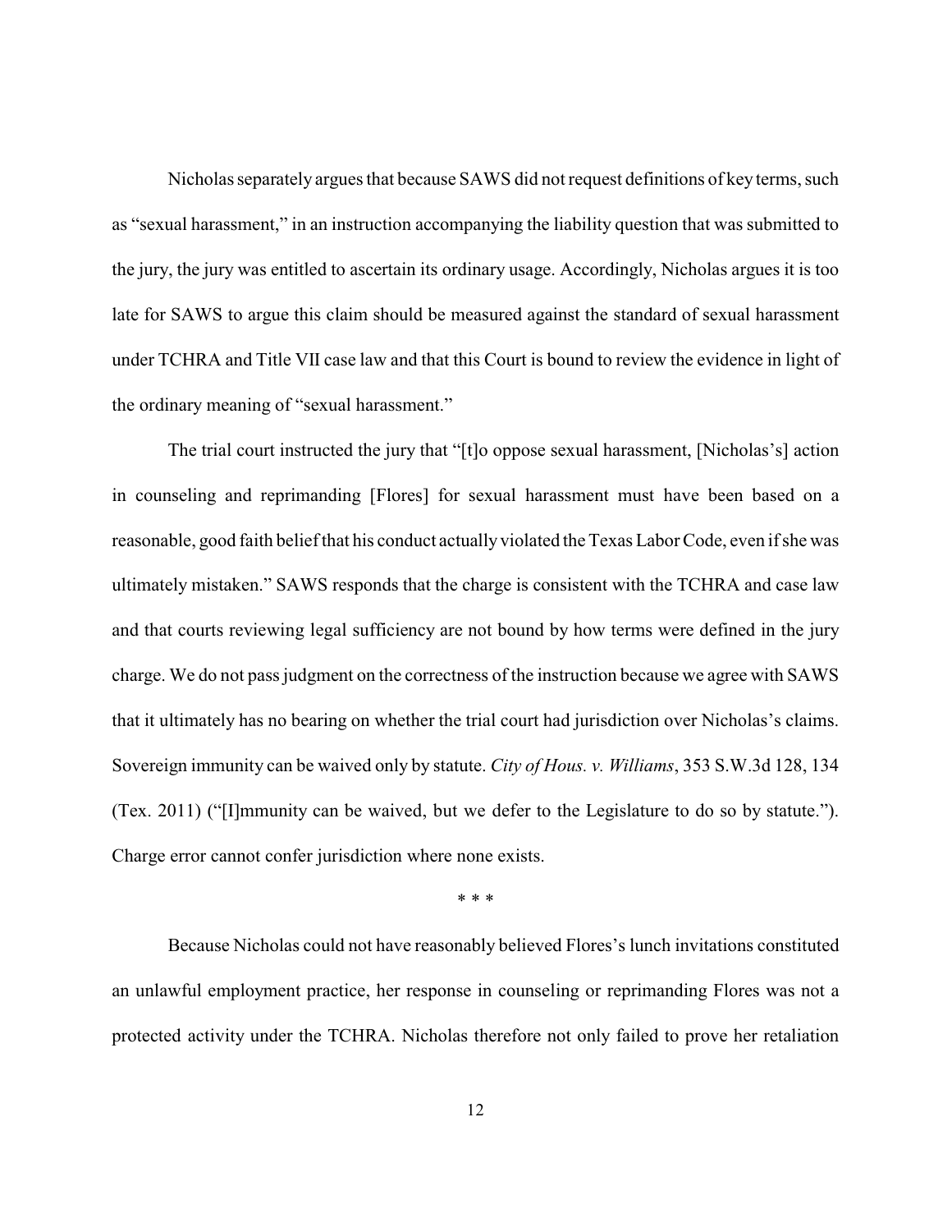Nicholas separately argues that because SAWS did not request definitions of key terms, such as "sexual harassment," in an instruction accompanying the liability question that was submitted to the jury, the jury was entitled to ascertain its ordinary usage. Accordingly, Nicholas argues it is too late for SAWS to argue this claim should be measured against the standard of sexual harassment under TCHRA and Title VII case law and that this Court is bound to review the evidence in light of the ordinary meaning of "sexual harassment."

The trial court instructed the jury that "[t]o oppose sexual harassment, [Nicholas's] action in counseling and reprimanding [Flores] for sexual harassment must have been based on a reasonable, good faith belief that his conduct actually violated the Texas Labor Code, even if she was ultimately mistaken." SAWS responds that the charge is consistent with the TCHRA and case law and that courts reviewing legal sufficiency are not bound by how terms were defined in the jury charge. We do not pass judgment on the correctness of the instruction because we agree with SAWS that it ultimately has no bearing on whether the trial court had jurisdiction over Nicholas's claims. Sovereign immunity can be waived only by statute. *City of Hous. v. Williams*, 353 S.W.3d 128, 134 (Tex. 2011) ("[I]mmunity can be waived, but we defer to the Legislature to do so by statute."). Charge error cannot confer jurisdiction where none exists.

\* \* \*

Because Nicholas could not have reasonably believed Flores's lunch invitations constituted an unlawful employment practice, her response in counseling or reprimanding Flores was not a protected activity under the TCHRA. Nicholas therefore not only failed to prove her retaliation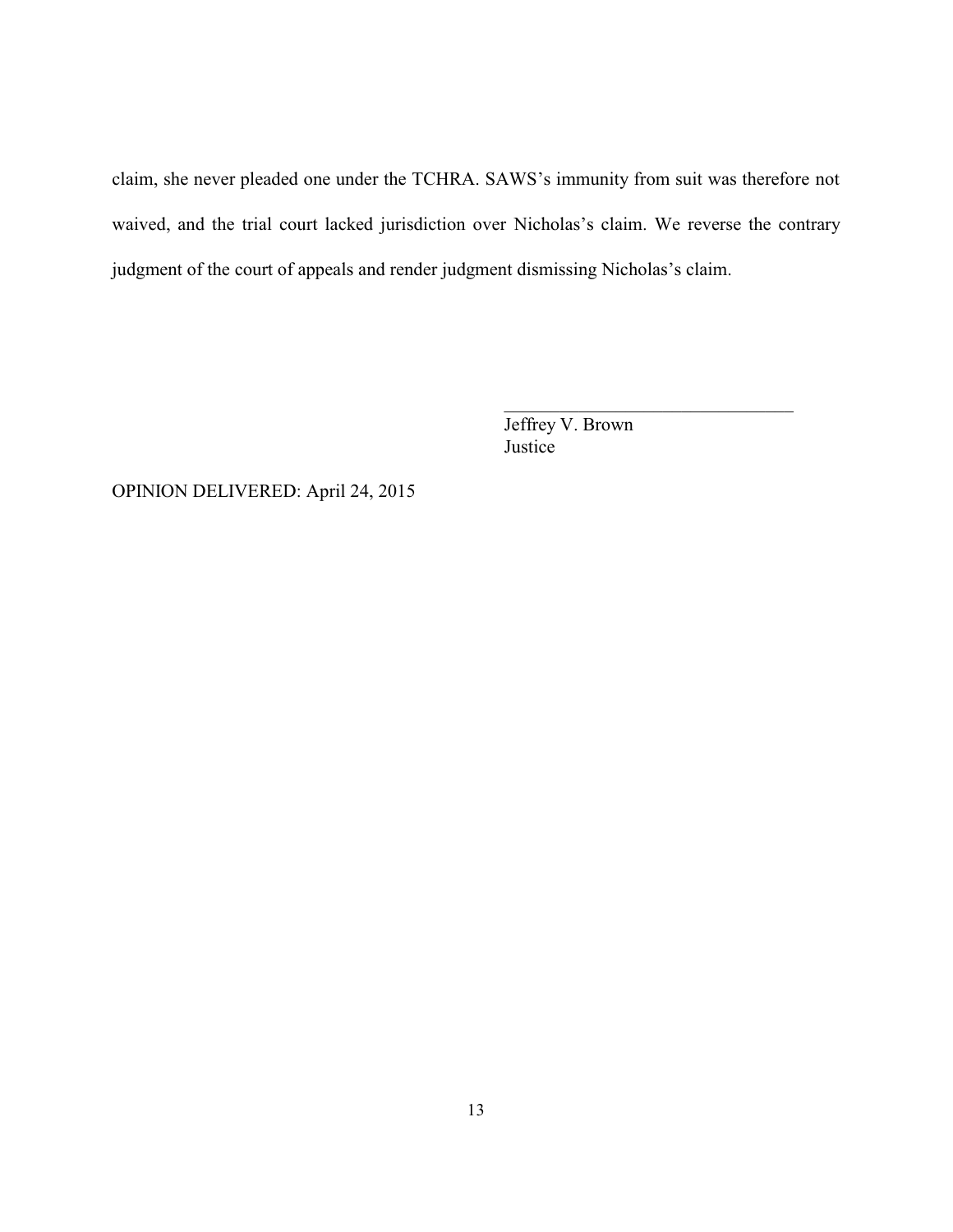claim, she never pleaded one under the TCHRA. SAWS's immunity from suit was therefore not waived, and the trial court lacked jurisdiction over Nicholas's claim. We reverse the contrary judgment of the court of appeals and render judgment dismissing Nicholas's claim.

\_\_\_\_\_\_\_\_\_\_\_\_\_\_\_\_\_\_\_\_\_\_\_\_\_\_\_\_\_\_\_\_
Jeffrey V. Brown
Justice

OPINION DELIVERED: April 24, 2015